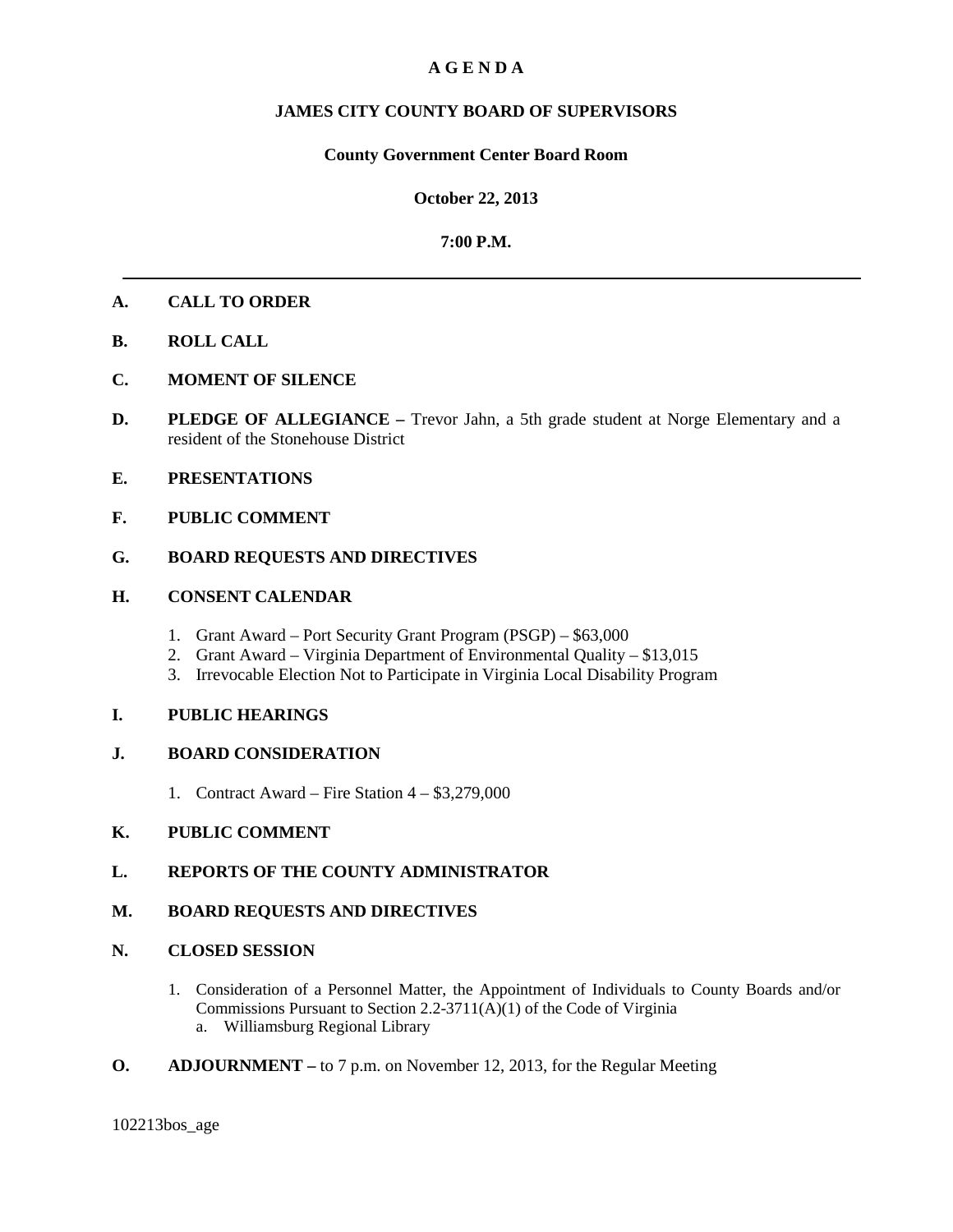# A G E N D A

## JAMES CITY COUNTY BOARD OF SUPERVISORS

### County Government Center Board Room

### October 22, 2013

### 7:00 P.M.

---

**A. CALL TO ORDER**

**B. ROLL CALL**

**C. MOMENT OF SILENCE**

**D. PLEDGE OF ALLEGIANCE –** Trevor Jahn, a 5th grade student at Norge Elementary and a resident of the Stonehouse District

**E. PRESENTATIONS**

**F. PUBLIC COMMENT**

**G. BOARD REQUESTS AND DIRECTIVES**

**H. CONSENT CALENDAR**

1. Grant Award – Port Security Grant Program (PSGP) – $63,000
2. Grant Award – Virginia Department of Environmental Quality – $13,015
3. Irrevocable Election Not to Participate in Virginia Local Disability Program

**I. PUBLIC HEARINGS**

**J. BOARD CONSIDERATION**

1. Contract Award – Fire Station 4 – $3,279,000

**K. PUBLIC COMMENT**

**L. REPORTS OF THE COUNTY ADMINISTRATOR**

**M. BOARD REQUESTS AND DIRECTIVES**

**N. CLOSED SESSION**

1. Consideration of a Personnel Matter, the Appointment of Individuals to County Boards and/or Commissions Pursuant to Section 2.2-3711(A)(1) of the Code of Virginia
   a. Williamsburg Regional Library

**O. ADJOURNMENT –** to 7 p.m. on November 12, 2013, for the Regular Meeting

102213bos_age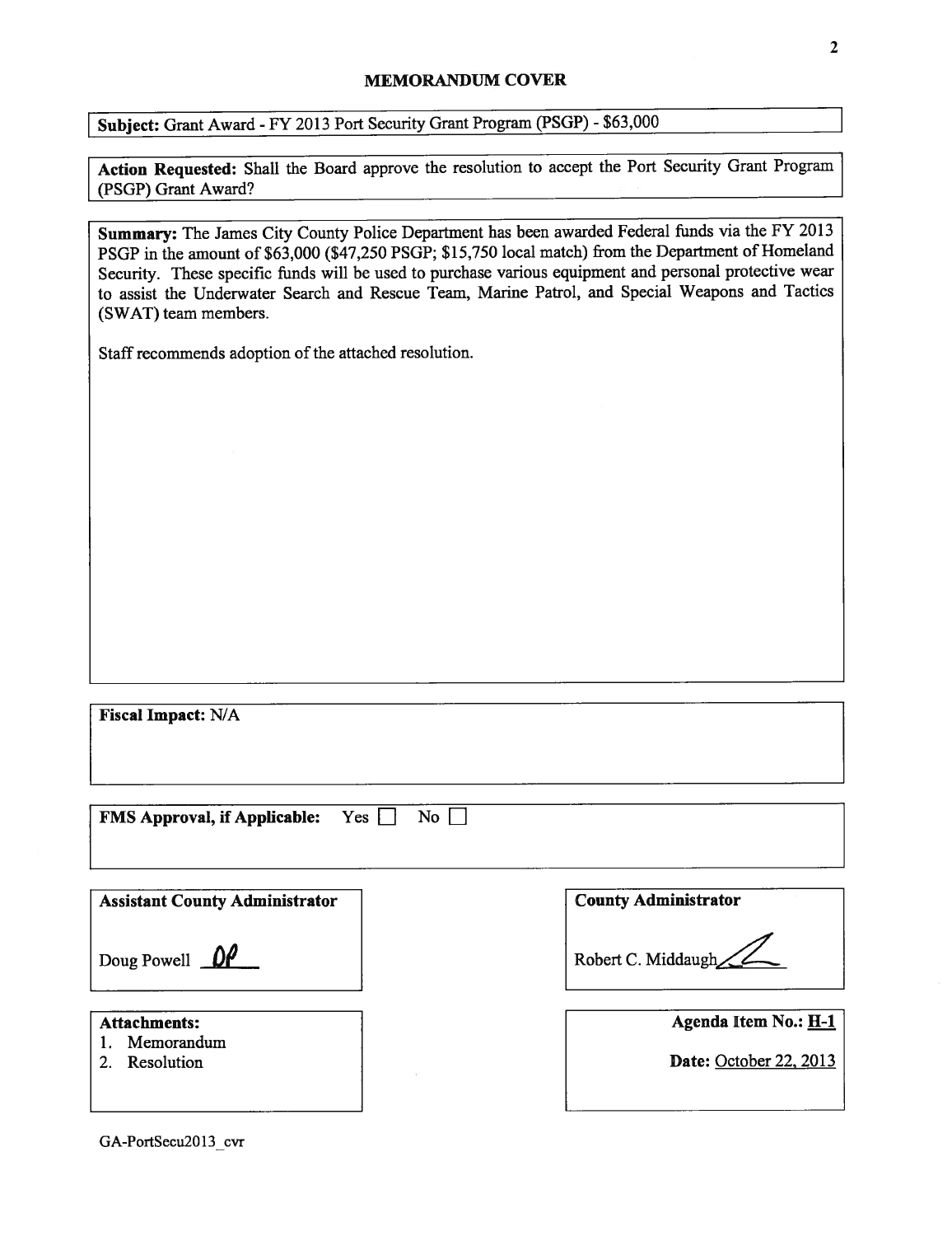## MEMORANDUM COVER

**Subject:** Grant Award - FY 2013 Port Security Grant Program (PSGP) - $63,000

**Action Requested:** Shall the Board approve the resolution to accept the Port Security Grant Program (PSGP) Grant Award?

**Summary:** The James City County Police Department has been awarded Federal funds via the FY 2013 PSGP in the amount of $63,000 ($47,250 PSGP; $15,750 local match) from the Department of Homeland Security. These specific funds will be used to purchase various equipment and personal protective wear to assist the Underwater Search and Rescue Team, Marine Patrol, and Special Weapons and Tactics (SWAT) team members.

Staff recommends adoption of the attached resolution.

**Fiscal Impact:** N/A

**FMS Approval, if Applicable:** Yes ☐ No ☐

**Assistant County Administrator**

Doug Powell DP

**County Administrator**

Robert C. Middaugh

**Attachments:**

1. Memorandum
2. Resolution

**Agenda Item No.:** H-1

**Date:** October 22, 2013

GA-PortSecu2013_cvr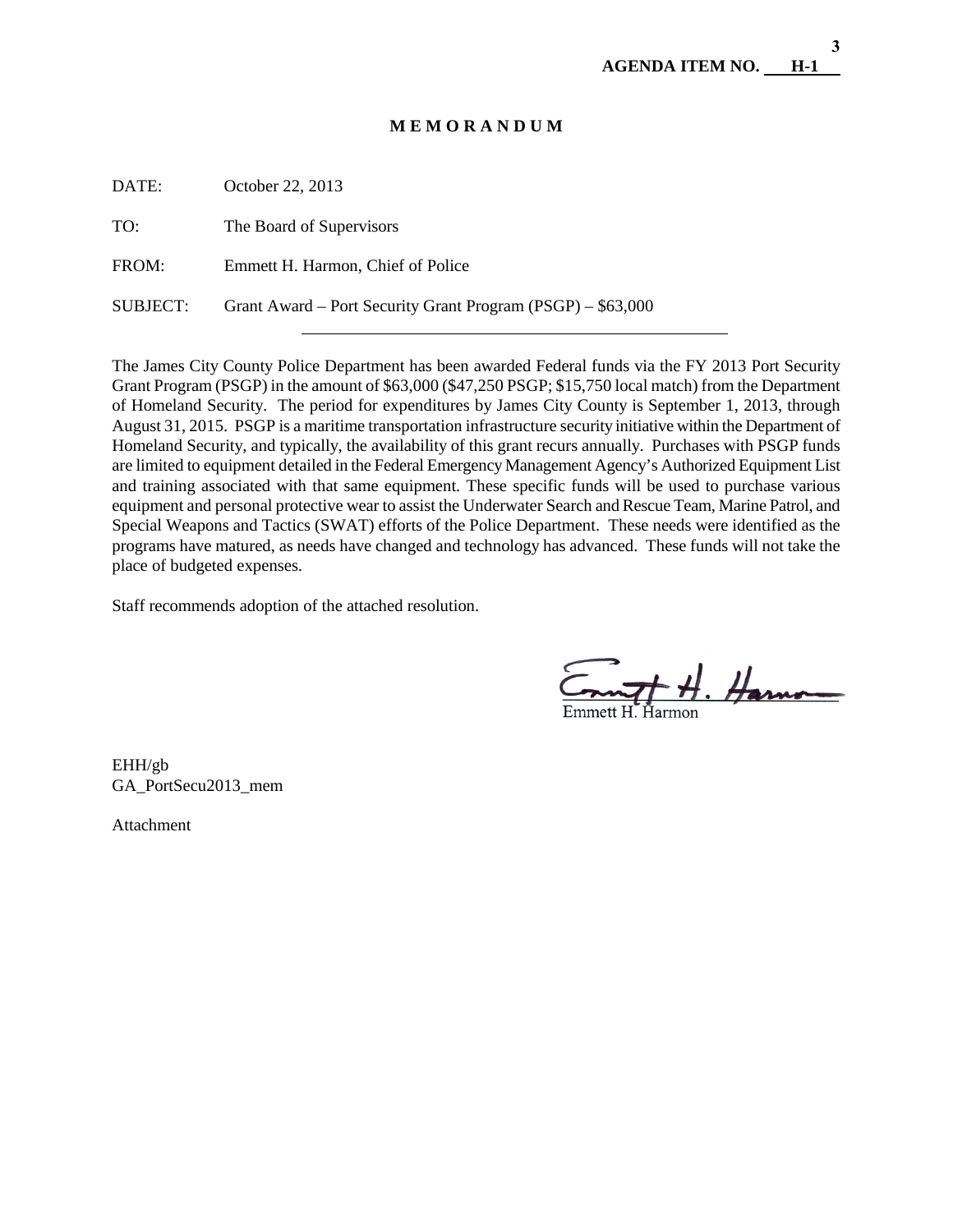AGENDA ITEM NO. H-1

## M E M O R A N D U M

DATE: October 22, 2013

TO: The Board of Supervisors

FROM: Emmett H. Harmon, Chief of Police

SUBJECT: Grant Award – Port Security Grant Program (PSGP) – $63,000

---

The James City County Police Department has been awarded Federal funds via the FY 2013 Port Security Grant Program (PSGP) in the amount of $63,000 ($47,250 PSGP; $15,750 local match) from the Department of Homeland Security. The period for expenditures by James City County is September 1, 2013, through August 31, 2015. PSGP is a maritime transportation infrastructure security initiative within the Department of Homeland Security, and typically, the availability of this grant recurs annually. Purchases with PSGP funds are limited to equipment detailed in the Federal Emergency Management Agency's Authorized Equipment List and training associated with that same equipment. These specific funds will be used to purchase various equipment and personal protective wear to assist the Underwater Search and Rescue Team, Marine Patrol, and Special Weapons and Tactics (SWAT) efforts of the Police Department. These needs were identified as the programs have matured, as needs have changed and technology has advanced. These funds will not take the place of budgeted expenses.

Staff recommends adoption of the attached resolution.

Emmett H. Harmon

EHH/gb
GA_PortSecu2013_mem

Attachment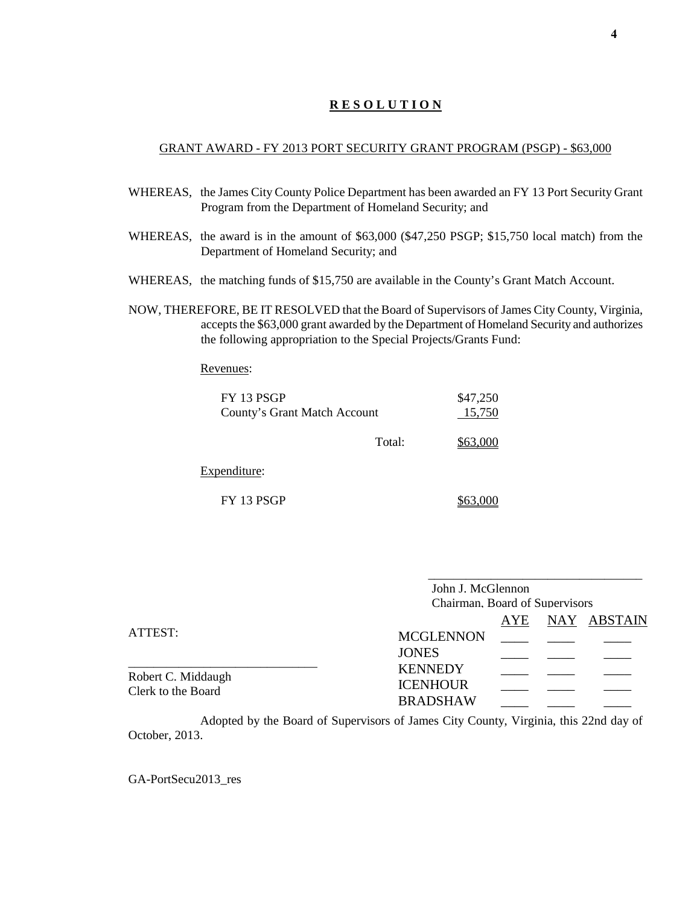## R E S O L U T I O N

GRANT AWARD - FY 2013 PORT SECURITY GRANT PROGRAM (PSGP) - $63,000

WHEREAS, the James City County Police Department has been awarded an FY 13 Port Security Grant Program from the Department of Homeland Security; and

WHEREAS, the award is in the amount of $63,000 ($47,250 PSGP; $15,750 local match) from the Department of Homeland Security; and

WHEREAS, the matching funds of $15,750 are available in the County's Grant Match Account.

NOW, THEREFORE, BE IT RESOLVED that the Board of Supervisors of James City County, Virginia, accepts the $63,000 grant awarded by the Department of Homeland Security and authorizes the following appropriation to the Special Projects/Grants Fund:

Revenues:

| | |
|---|---|
| FY 13 PSGP | $47,250 |
| County's Grant Match Account | 15,750 |
| Total: | $63,000 |

Expenditure:

| | |
|---|---|
| FY 13 PSGP | $63,000 |

\_\_\_\_\_\_\_\_\_\_\_\_\_\_\_\_\_\_\_\_\_\_\_\_\_\_\_\_\_\_\_\_\_\_
John J. McGlennon
Chairman, Board of Supervisors

| | AYE | NAY | ABSTAIN |
|---|---|---|---|
| MCGLENNON | \_\_\_\_ | \_\_\_\_ | \_\_\_\_ |
| JONES | \_\_\_\_ | \_\_\_\_ | \_\_\_\_ |
| KENNEDY | \_\_\_\_ | \_\_\_\_ | \_\_\_\_ |
| ICENHOUR | \_\_\_\_ | \_\_\_\_ | \_\_\_\_ |
| BRADSHAW | \_\_\_\_ | \_\_\_\_ | \_\_\_\_ |

ATTEST:

\_\_\_\_\_\_\_\_\_\_\_\_\_\_\_\_\_\_\_\_\_\_\_\_\_\_\_\_\_\_
Robert C. Middaugh
Clerk to the Board

Adopted by the Board of Supervisors of James City County, Virginia, this 22nd day of October, 2013.

GA-PortSecu2013_res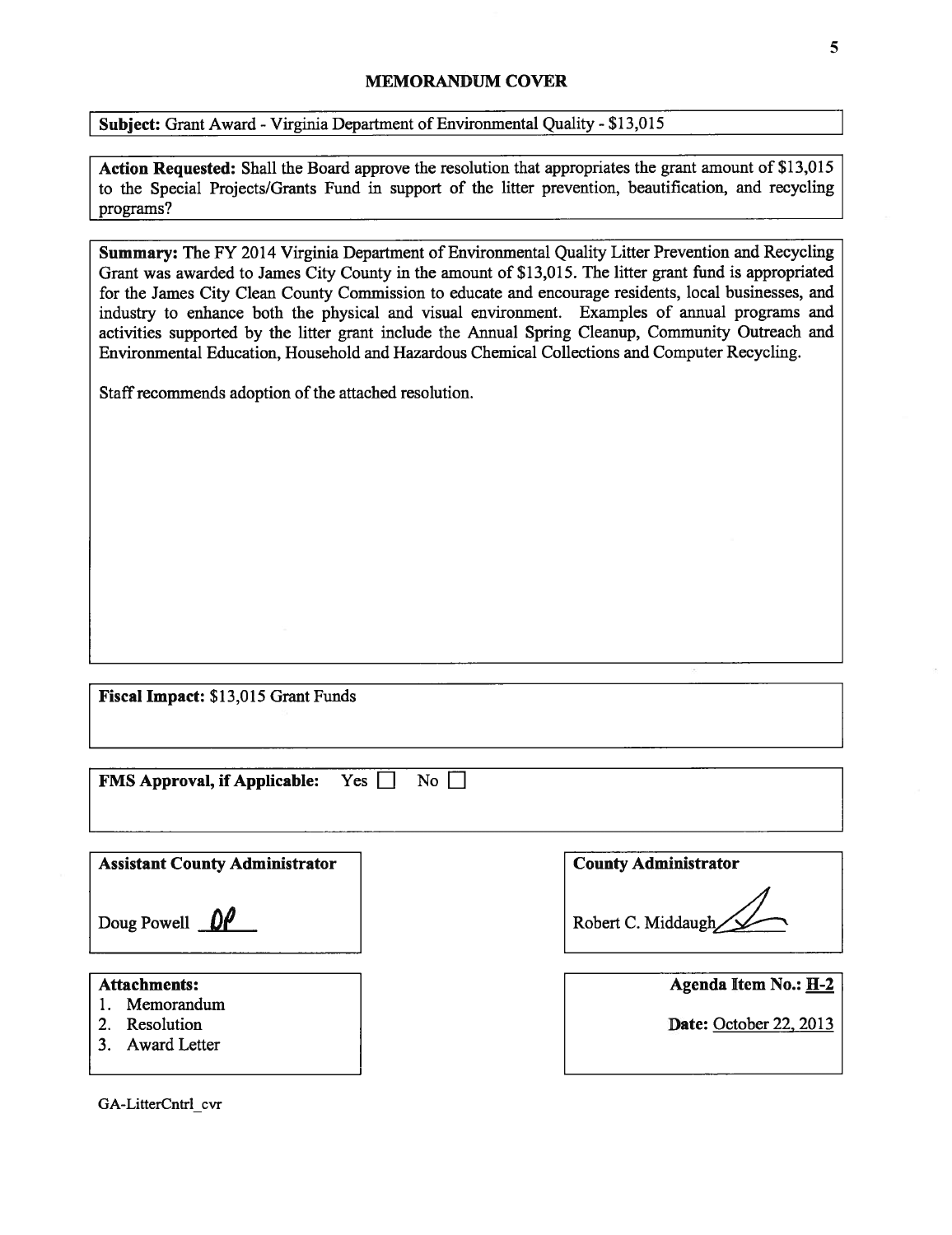# MEMORANDUM COVER

**Subject:** Grant Award - Virginia Department of Environmental Quality - $13,015

**Action Requested:** Shall the Board approve the resolution that appropriates the grant amount of $13,015 to the Special Projects/Grants Fund in support of the litter prevention, beautification, and recycling programs?

**Summary:** The FY 2014 Virginia Department of Environmental Quality Litter Prevention and Recycling Grant was awarded to James City County in the amount of $13,015. The litter grant fund is appropriated for the James City Clean County Commission to educate and encourage residents, local businesses, and industry to enhance both the physical and visual environment. Examples of annual programs and activities supported by the litter grant include the Annual Spring Cleanup, Community Outreach and Environmental Education, Household and Hazardous Chemical Collections and Computer Recycling.

Staff recommends adoption of the attached resolution.

**Fiscal Impact:** $13,015 Grant Funds

**FMS Approval, if Applicable:** Yes ☐ No ☐

**Assistant County Administrator**

Doug Powell DP

**County Administrator**

Robert C. Middaugh

**Attachments:**

1. Memorandum
2. Resolution
3. Award Letter

**Agenda Item No.:** H-2

**Date:** October 22, 2013

GA-LitterCntrl_cvr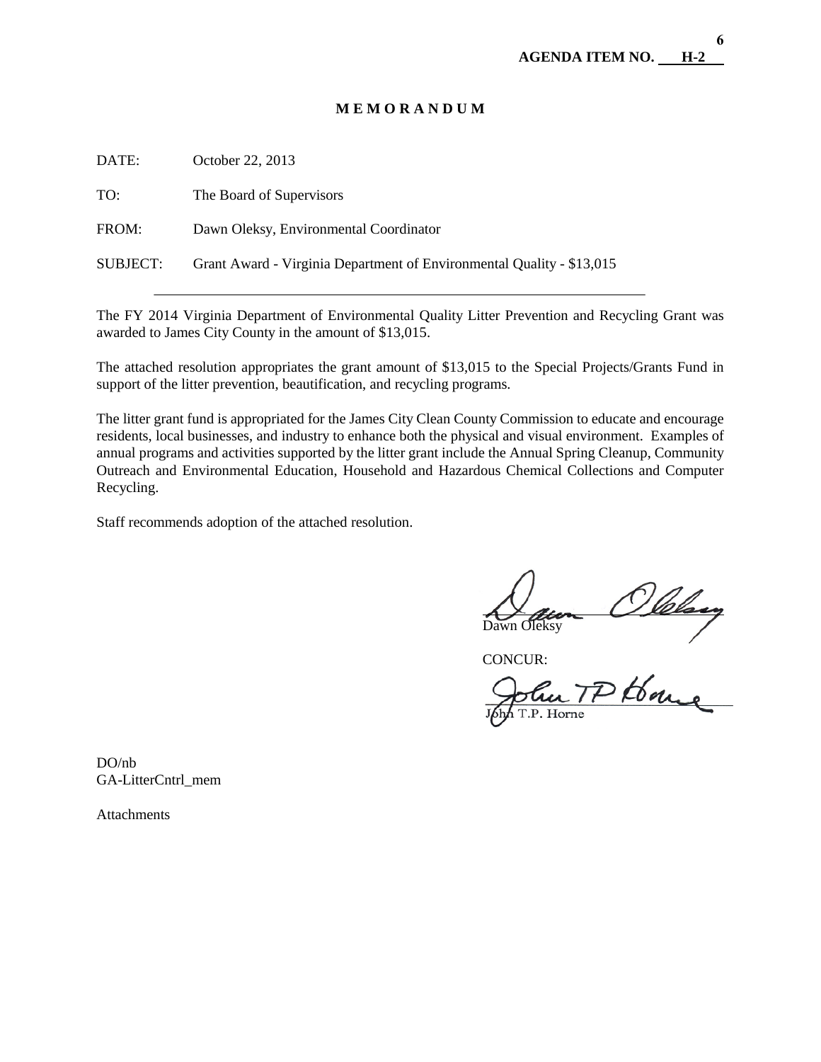**AGENDA ITEM NO. H-2**

# M E M O R A N D U M

DATE: October 22, 2013

TO: The Board of Supervisors

FROM: Dawn Oleksy, Environmental Coordinator

SUBJECT: Grant Award - Virginia Department of Environmental Quality - $13,015

---

The FY 2014 Virginia Department of Environmental Quality Litter Prevention and Recycling Grant was awarded to James City County in the amount of $13,015.

The attached resolution appropriates the grant amount of $13,015 to the Special Projects/Grants Fund in support of the litter prevention, beautification, and recycling programs.

The litter grant fund is appropriated for the James City Clean County Commission to educate and encourage residents, local businesses, and industry to enhance both the physical and visual environment. Examples of annual programs and activities supported by the litter grant include the Annual Spring Cleanup, Community Outreach and Environmental Education, Household and Hazardous Chemical Collections and Computer Recycling.

Staff recommends adoption of the attached resolution.

Dawn Oleksy

CONCUR:

John T.P. Horne

DO/nb
GA-LitterCntrl_mem

Attachments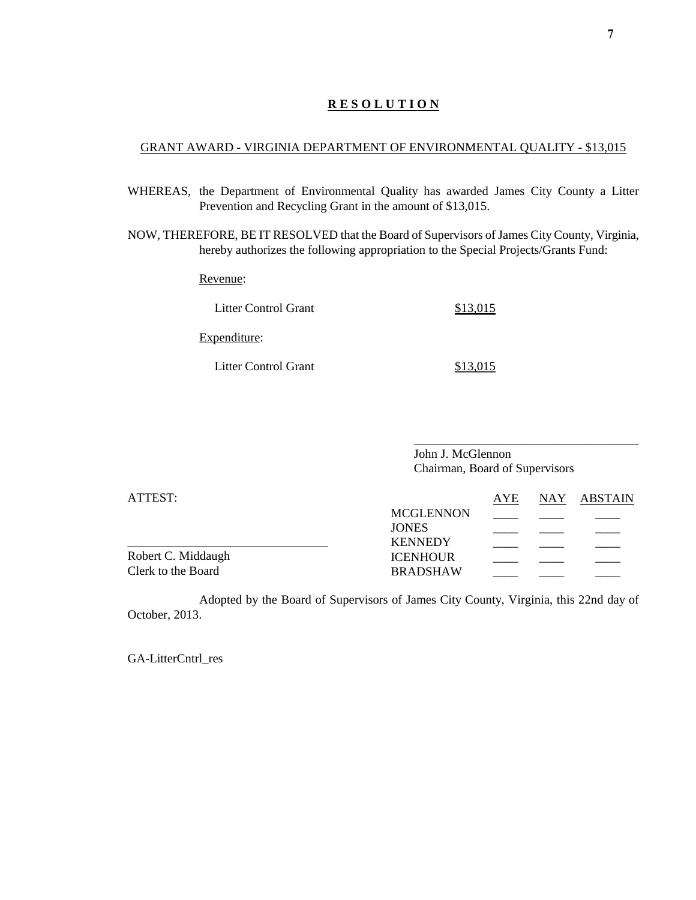# R E S O L U T I O N

GRANT AWARD - VIRGINIA DEPARTMENT OF ENVIRONMENTAL QUALITY - $13,015

WHEREAS, the Department of Environmental Quality has awarded James City County a Litter Prevention and Recycling Grant in the amount of $13,015.

NOW, THEREFORE, BE IT RESOLVED that the Board of Supervisors of James City County, Virginia, hereby authorizes the following appropriation to the Special Projects/Grants Fund:

Revenue:

| | |
|---|---|
| Litter Control Grant | $13,015 |

Expenditure:

| | |
|---|---|
| Litter Control Grant | $13,015 |

\_\_\_\_\_\_\_\_\_\_\_\_\_\_\_\_\_\_\_\_\_\_\_\_\_\_\_\_\_\_\_\_\_\_\_\_
John J. McGlennon
Chairman, Board of Supervisors

ATTEST:

\_\_\_\_\_\_\_\_\_\_\_\_\_\_\_\_\_\_\_\_\_\_\_\_\_\_\_\_\_\_\_\_\_\_
Robert C. Middaugh
Clerk to the Board

| | AYE | NAY | ABSTAIN |
|---|---|---|---|
| MCGLENNON | ____ | ____ | ____ |
| JONES | ____ | ____ | ____ |
| KENNEDY | ____ | ____ | ____ |
| ICENHOUR | ____ | ____ | ____ |
| BRADSHAW | ____ | ____ | ____ |

Adopted by the Board of Supervisors of James City County, Virginia, this 22nd day of October, 2013.

GA-LitterCntrl_res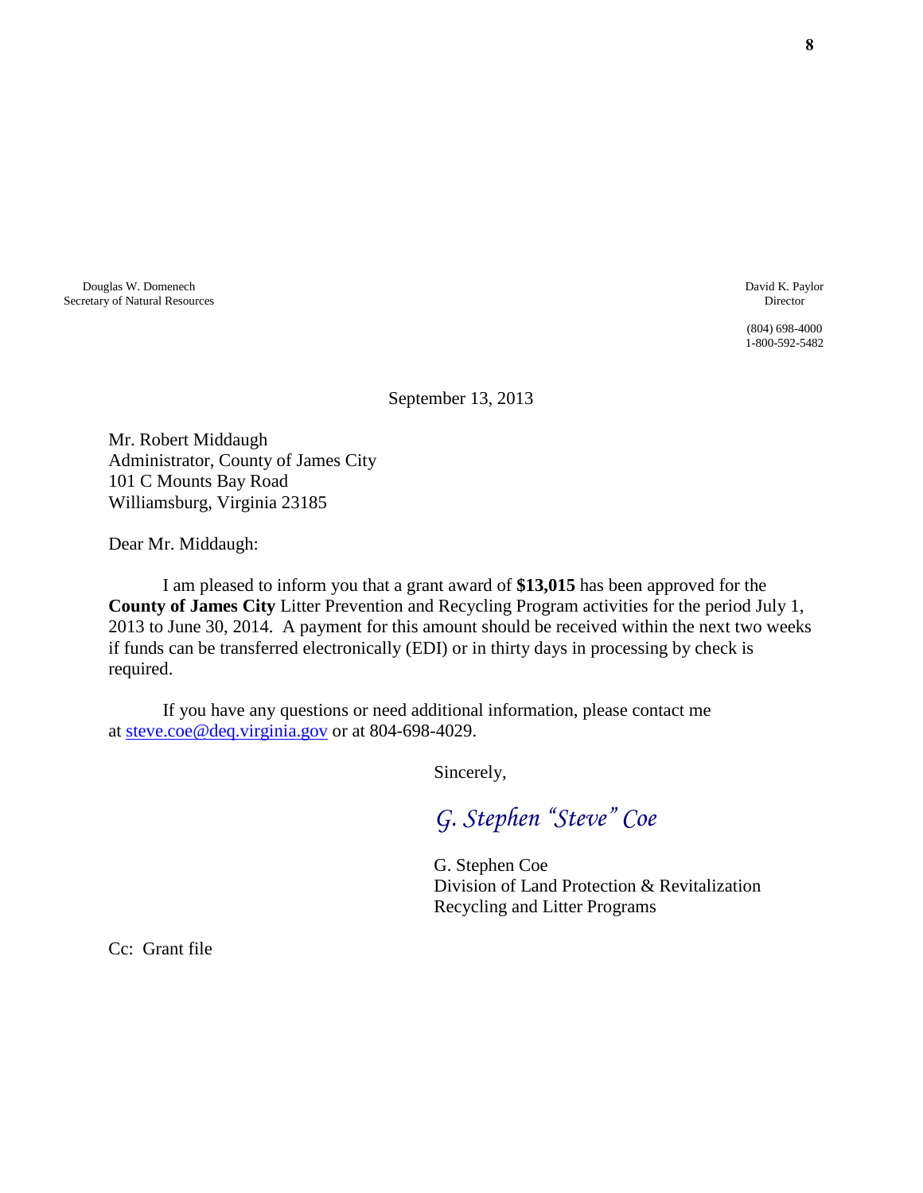Douglas W. Domenech
Secretary of Natural Resources

David K. Paylor
Director

(804) 698-4000
1-800-592-5482

September 13, 2013

Mr. Robert Middaugh
Administrator, County of James City
101 C Mounts Bay Road
Williamsburg, Virginia 23185

Dear Mr. Middaugh:

I am pleased to inform you that a grant award of **$13,015** has been approved for the **County of James City** Litter Prevention and Recycling Program activities for the period July 1, 2013 to June 30, 2014. A payment for this amount should be received within the next two weeks if funds can be transferred electronically (EDI) or in thirty days in processing by check is required.

If you have any questions or need additional information, please contact me at steve.coe@deq.virginia.gov or at 804-698-4029.

Sincerely,

*G. Stephen "Steve" Coe*

G. Stephen Coe
Division of Land Protection & Revitalization
Recycling and Litter Programs

Cc: Grant file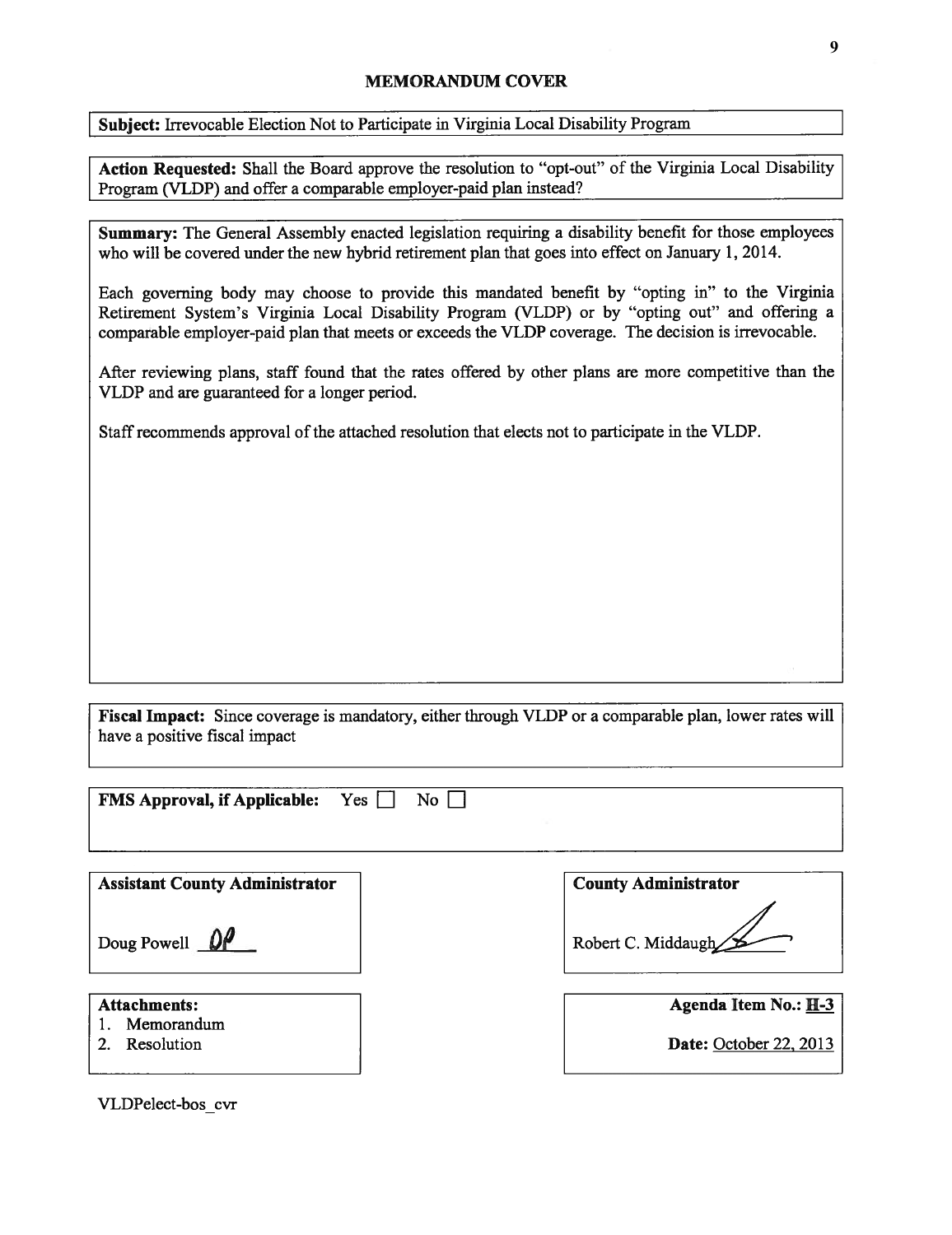# MEMORANDUM COVER

**Subject:** Irrevocable Election Not to Participate in Virginia Local Disability Program

**Action Requested:** Shall the Board approve the resolution to "opt-out" of the Virginia Local Disability Program (VLDP) and offer a comparable employer-paid plan instead?

**Summary:** The General Assembly enacted legislation requiring a disability benefit for those employees who will be covered under the new hybrid retirement plan that goes into effect on January 1, 2014.

Each governing body may choose to provide this mandated benefit by "opting in" to the Virginia Retirement System's Virginia Local Disability Program (VLDP) or by "opting out" and offering a comparable employer-paid plan that meets or exceeds the VLDP coverage. The decision is irrevocable.

After reviewing plans, staff found that the rates offered by other plans are more competitive than the VLDP and are guaranteed for a longer period.

Staff recommends approval of the attached resolution that elects not to participate in the VLDP.

**Fiscal Impact:** Since coverage is mandatory, either through VLDP or a comparable plan, lower rates will have a positive fiscal impact

**FMS Approval, if Applicable:** Yes ☐ No ☐

**Assistant County Administrator**

Doug Powell *DP*

**County Administrator**

Robert C. Middaugh

**Attachments:**

1. Memorandum
2. Resolution

**Agenda Item No.:** H-3

**Date:** October 22, 2013

VLDPelect-bos_cvr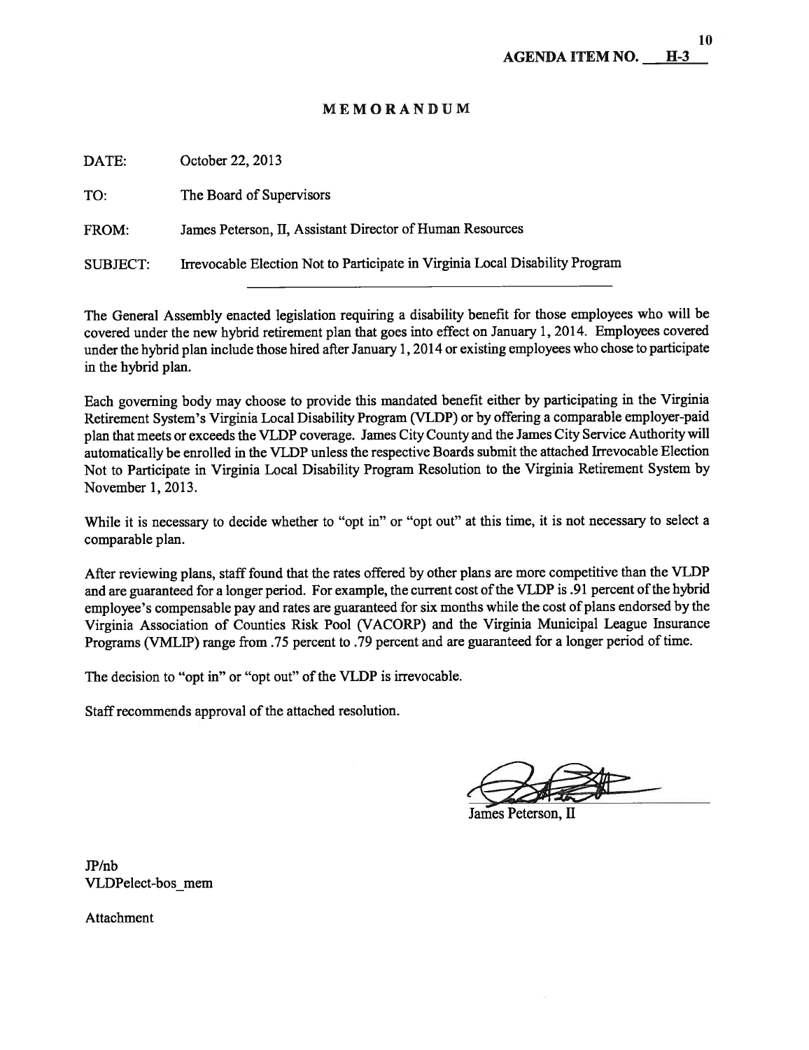**AGENDA ITEM NO. H-3**

# MEMORANDUM

DATE: October 22, 2013

TO: The Board of Supervisors

FROM: James Peterson, II, Assistant Director of Human Resources

SUBJECT: Irrevocable Election Not to Participate in Virginia Local Disability Program

---

The General Assembly enacted legislation requiring a disability benefit for those employees who will be covered under the new hybrid retirement plan that goes into effect on January 1, 2014. Employees covered under the hybrid plan include those hired after January 1, 2014 or existing employees who chose to participate in the hybrid plan.

Each governing body may choose to provide this mandated benefit either by participating in the Virginia Retirement System's Virginia Local Disability Program (VLDP) or by offering a comparable employer-paid plan that meets or exceeds the VLDP coverage. James City County and the James City Service Authority will automatically be enrolled in the VLDP unless the respective Boards submit the attached Irrevocable Election Not to Participate in Virginia Local Disability Program Resolution to the Virginia Retirement System by November 1, 2013.

While it is necessary to decide whether to "opt in" or "opt out" at this time, it is not necessary to select a comparable plan.

After reviewing plans, staff found that the rates offered by other plans are more competitive than the VLDP and are guaranteed for a longer period. For example, the current cost of the VLDP is .91 percent of the hybrid employee's compensable pay and rates are guaranteed for six months while the cost of plans endorsed by the Virginia Association of Counties Risk Pool (VACORP) and the Virginia Municipal League Insurance Programs (VMLIP) range from .75 percent to .79 percent and are guaranteed for a longer period of time.

The decision to "opt in" or "opt out" of the VLDP is irrevocable.

Staff recommends approval of the attached resolution.

James Peterson, II

JP/nb
VLDPelect-bos_mem

Attachment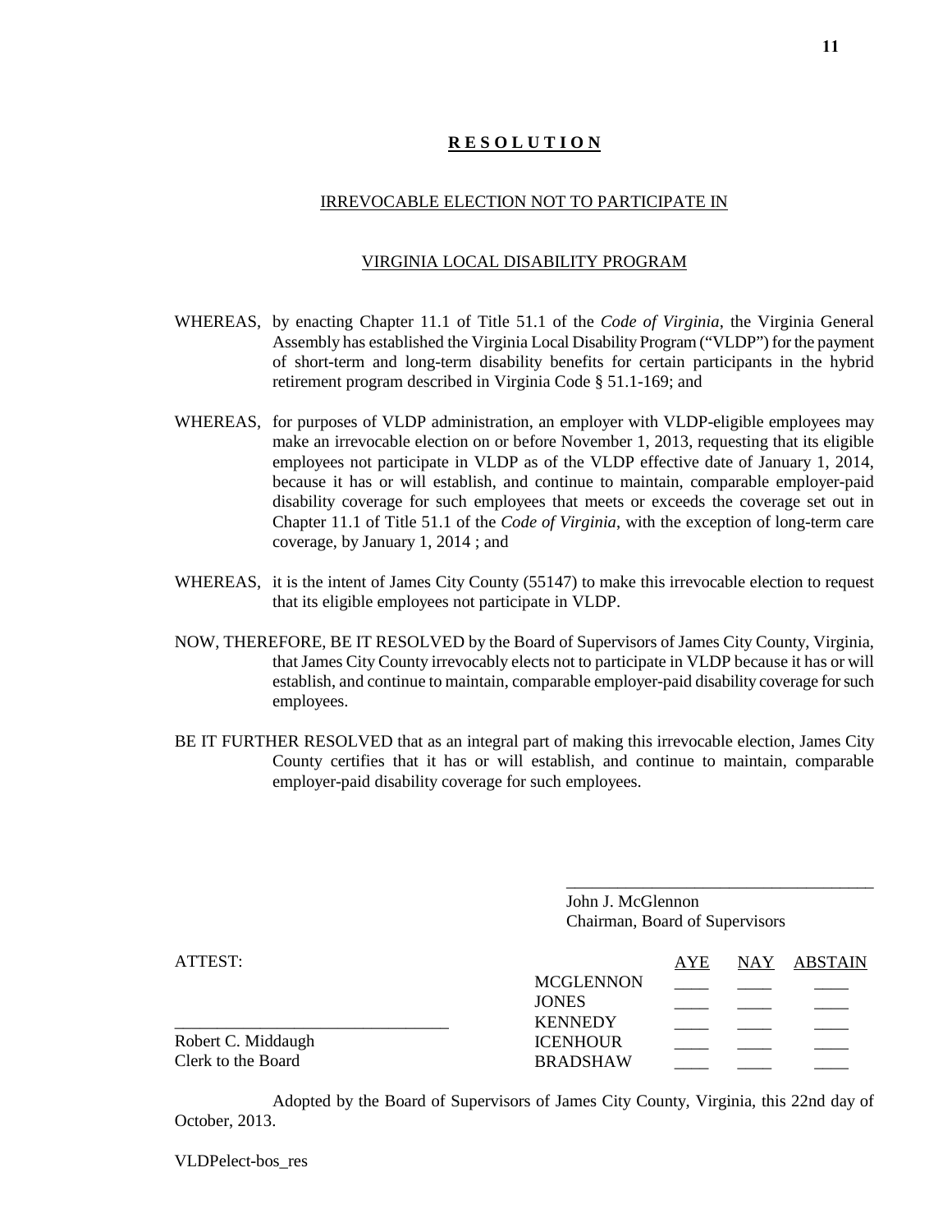# **R E S O L U T I O N**

IRREVOCABLE ELECTION NOT TO PARTICIPATE IN

VIRGINIA LOCAL DISABILITY PROGRAM

WHEREAS, by enacting Chapter 11.1 of Title 51.1 of the *Code of Virginia*, the Virginia General Assembly has established the Virginia Local Disability Program ("VLDP") for the payment of short-term and long-term disability benefits for certain participants in the hybrid retirement program described in Virginia Code § 51.1-169; and

WHEREAS, for purposes of VLDP administration, an employer with VLDP-eligible employees may make an irrevocable election on or before November 1, 2013, requesting that its eligible employees not participate in VLDP as of the VLDP effective date of January 1, 2014, because it has or will establish, and continue to maintain, comparable employer-paid disability coverage for such employees that meets or exceeds the coverage set out in Chapter 11.1 of Title 51.1 of the *Code of Virginia*, with the exception of long-term care coverage, by January 1, 2014 ; and

WHEREAS, it is the intent of James City County (55147) to make this irrevocable election to request that its eligible employees not participate in VLDP.

NOW, THEREFORE, BE IT RESOLVED by the Board of Supervisors of James City County, Virginia, that James City County irrevocably elects not to participate in VLDP because it has or will establish, and continue to maintain, comparable employer-paid disability coverage for such employees.

BE IT FURTHER RESOLVED that as an integral part of making this irrevocable election, James City County certifies that it has or will establish, and continue to maintain, comparable employer-paid disability coverage for such employees.

____________________________________
John J. McGlennon
Chairman, Board of Supervisors

ATTEST:

________________________________
Robert C. Middaugh
Clerk to the Board

| | AYE | NAY | ABSTAIN |
|---|---|---|---|
| MCGLENNON | ____ | ____ | ____ |
| JONES | ____ | ____ | ____ |
| KENNEDY | ____ | ____ | ____ |
| ICENHOUR | ____ | ____ | ____ |
| BRADSHAW | ____ | ____ | ____ |

Adopted by the Board of Supervisors of James City County, Virginia, this 22nd day of October, 2013.

VLDPelect-bos_res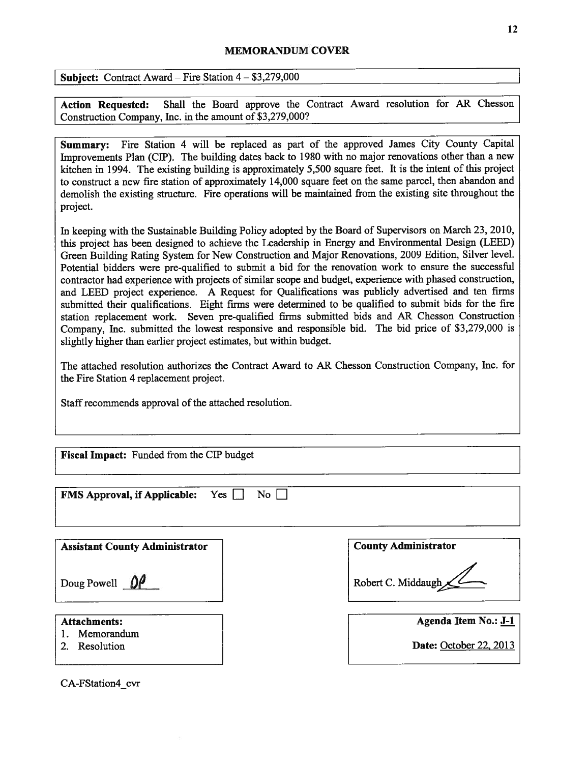## MEMORANDUM COVER

**Subject:** Contract Award – Fire Station 4 – $3,279,000

**Action Requested:** Shall the Board approve the Contract Award resolution for AR Chesson Construction Company, Inc. in the amount of $3,279,000?

**Summary:** Fire Station 4 will be replaced as part of the approved James City County Capital Improvements Plan (CIP). The building dates back to 1980 with no major renovations other than a new kitchen in 1994. The existing building is approximately 5,500 square feet. It is the intent of this project to construct a new fire station of approximately 14,000 square feet on the same parcel, then abandon and demolish the existing structure. Fire operations will be maintained from the existing site throughout the project.

In keeping with the Sustainable Building Policy adopted by the Board of Supervisors on March 23, 2010, this project has been designed to achieve the Leadership in Energy and Environmental Design (LEED) Green Building Rating System for New Construction and Major Renovations, 2009 Edition, Silver level. Potential bidders were pre-qualified to submit a bid for the renovation work to ensure the successful contractor had experience with projects of similar scope and budget, experience with phased construction, and LEED project experience. A Request for Qualifications was publicly advertised and ten firms submitted their qualifications. Eight firms were determined to be qualified to submit bids for the fire station replacement work. Seven pre-qualified firms submitted bids and AR Chesson Construction Company, Inc. submitted the lowest responsive and responsible bid. The bid price of $3,279,000 is slightly higher than earlier project estimates, but within budget.

The attached resolution authorizes the Contract Award to AR Chesson Construction Company, Inc. for the Fire Station 4 replacement project.

Staff recommends approval of the attached resolution.

**Fiscal Impact:** Funded from the CIP budget

**FMS Approval, if Applicable:** Yes ☐ No ☐

**Assistant County Administrator**

Doug Powell DP

**County Administrator**

Robert C. Middaugh

**Attachments:**
1. Memorandum
2. Resolution

**Agenda Item No.:** J-1

**Date:** October 22, 2013

CA-FStation4_cvr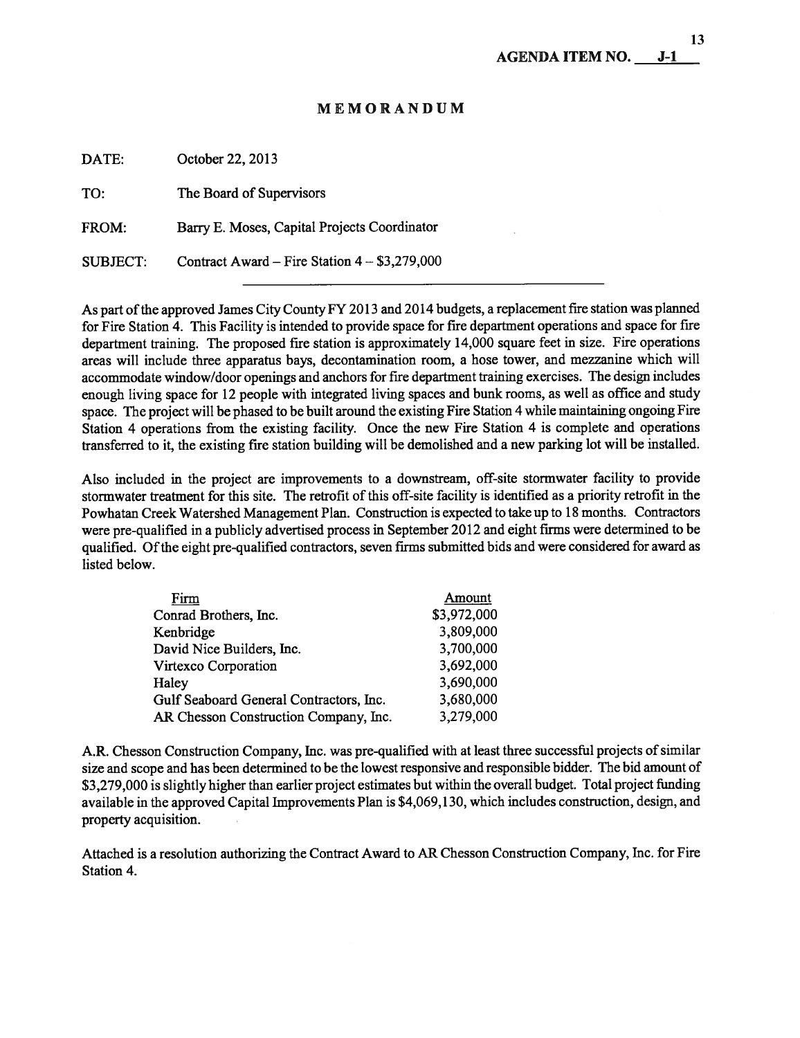**AGENDA ITEM NO. J-1**

# MEMORANDUM

DATE: October 22, 2013

TO: The Board of Supervisors

FROM: Barry E. Moses, Capital Projects Coordinator

SUBJECT: Contract Award – Fire Station 4 – $3,279,000

---

As part of the approved James City County FY 2013 and 2014 budgets, a replacement fire station was planned for Fire Station 4. This Facility is intended to provide space for fire department operations and space for fire department training. The proposed fire station is approximately 14,000 square feet in size. Fire operations areas will include three apparatus bays, decontamination room, a hose tower, and mezzanine which will accommodate window/door openings and anchors for fire department training exercises. The design includes enough living space for 12 people with integrated living spaces and bunk rooms, as well as office and study space. The project will be phased to be built around the existing Fire Station 4 while maintaining ongoing Fire Station 4 operations from the existing facility. Once the new Fire Station 4 is complete and operations transferred to it, the existing fire station building will be demolished and a new parking lot will be installed.

Also included in the project are improvements to a downstream, off-site stormwater facility to provide stormwater treatment for this site. The retrofit of this off-site facility is identified as a priority retrofit in the Powhatan Creek Watershed Management Plan. Construction is expected to take up to 18 months. Contractors were pre-qualified in a publicly advertised process in September 2012 and eight firms were determined to be qualified. Of the eight pre-qualified contractors, seven firms submitted bids and were considered for award as listed below.

| Firm | Amount |
|---|---|
| Conrad Brothers, Inc. | $3,972,000 |
| Kenbridge | 3,809,000 |
| David Nice Builders, Inc. | 3,700,000 |
| Virtexco Corporation | 3,692,000 |
| Haley | 3,690,000 |
| Gulf Seaboard General Contractors, Inc. | 3,680,000 |
| AR Chesson Construction Company, Inc. | 3,279,000 |

A.R. Chesson Construction Company, Inc. was pre-qualified with at least three successful projects of similar size and scope and has been determined to be the lowest responsive and responsible bidder. The bid amount of $3,279,000 is slightly higher than earlier project estimates but within the overall budget. Total project funding available in the approved Capital Improvements Plan is $4,069,130, which includes construction, design, and property acquisition.

Attached is a resolution authorizing the Contract Award to AR Chesson Construction Company, Inc. for Fire Station 4.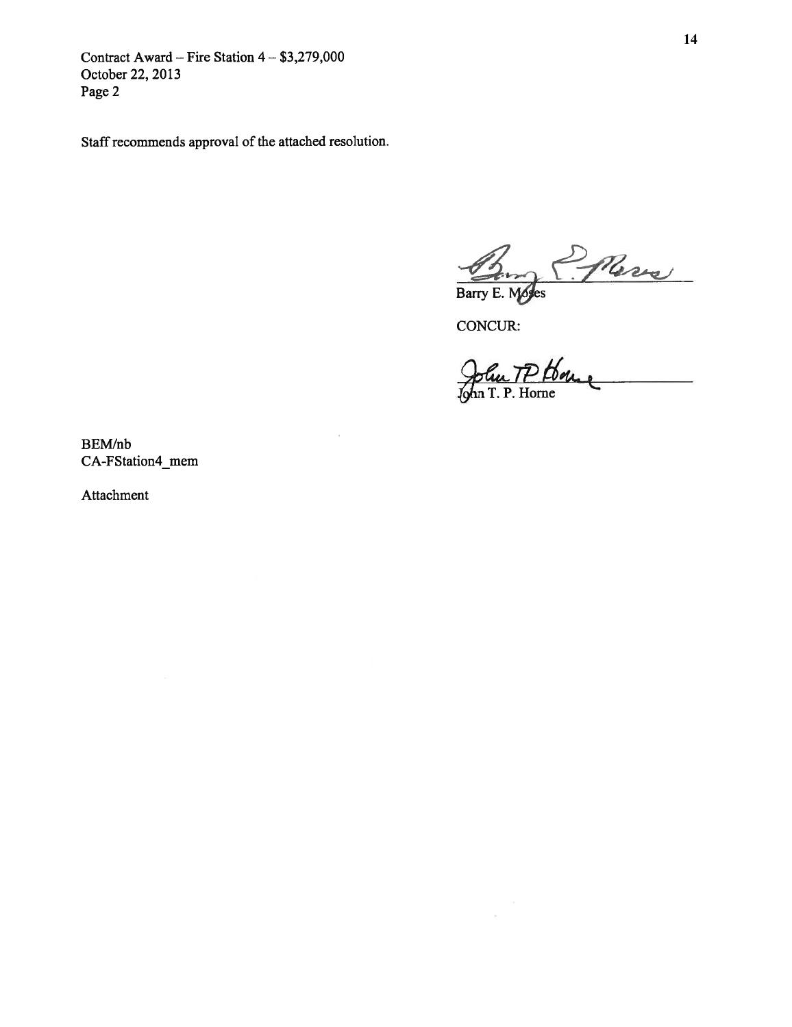Contract Award – Fire Station 4 – $3,279,000
October 22, 2013
Page 2

Staff recommends approval of the attached resolution.

Barry E. Moses

CONCUR:

John T. P. Horne

BEM/nb
CA-FStation4_mem

Attachment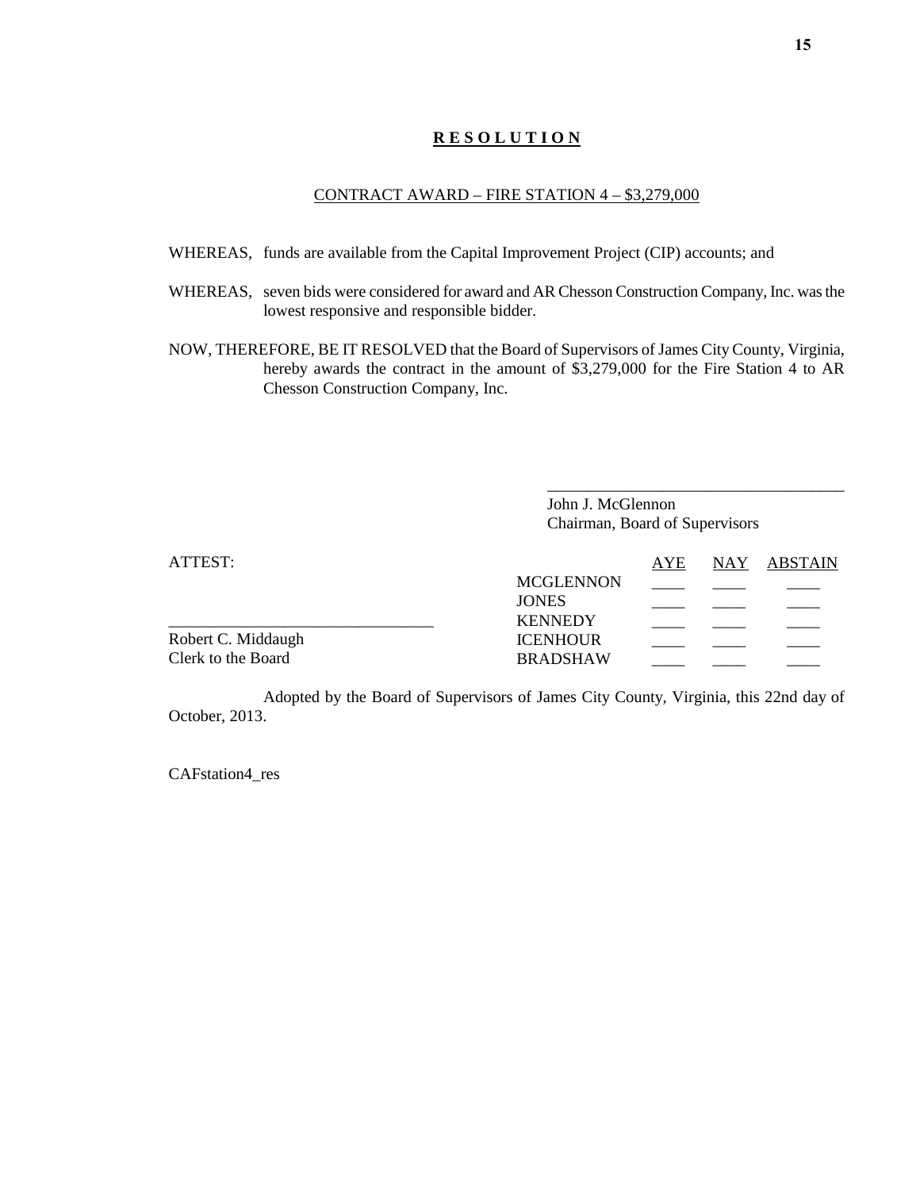**R E S O L U T I O N**

CONTRACT AWARD – FIRE STATION 4 – $3,279,000

WHEREAS, funds are available from the Capital Improvement Project (CIP) accounts; and

WHEREAS, seven bids were considered for award and AR Chesson Construction Company, Inc. was the lowest responsive and responsible bidder.

NOW, THEREFORE, BE IT RESOLVED that the Board of Supervisors of James City County, Virginia, hereby awards the contract in the amount of $3,279,000 for the Fire Station 4 to AR Chesson Construction Company, Inc.

____________________________________

John J. McGlennon
Chairman, Board of Supervisors

ATTEST:

________________________________

Robert C. Middaugh
Clerk to the Board

| | AYE | NAY | ABSTAIN |
|---|---|---|---|
| MCGLENNON | ____ | ____ | ____ |
| JONES | ____ | ____ | ____ |
| KENNEDY | ____ | ____ | ____ |
| ICENHOUR | ____ | ____ | ____ |
| BRADSHAW | ____ | ____ | ____ |

Adopted by the Board of Supervisors of James City County, Virginia, this 22nd day of October, 2013.

CAFstation4_res